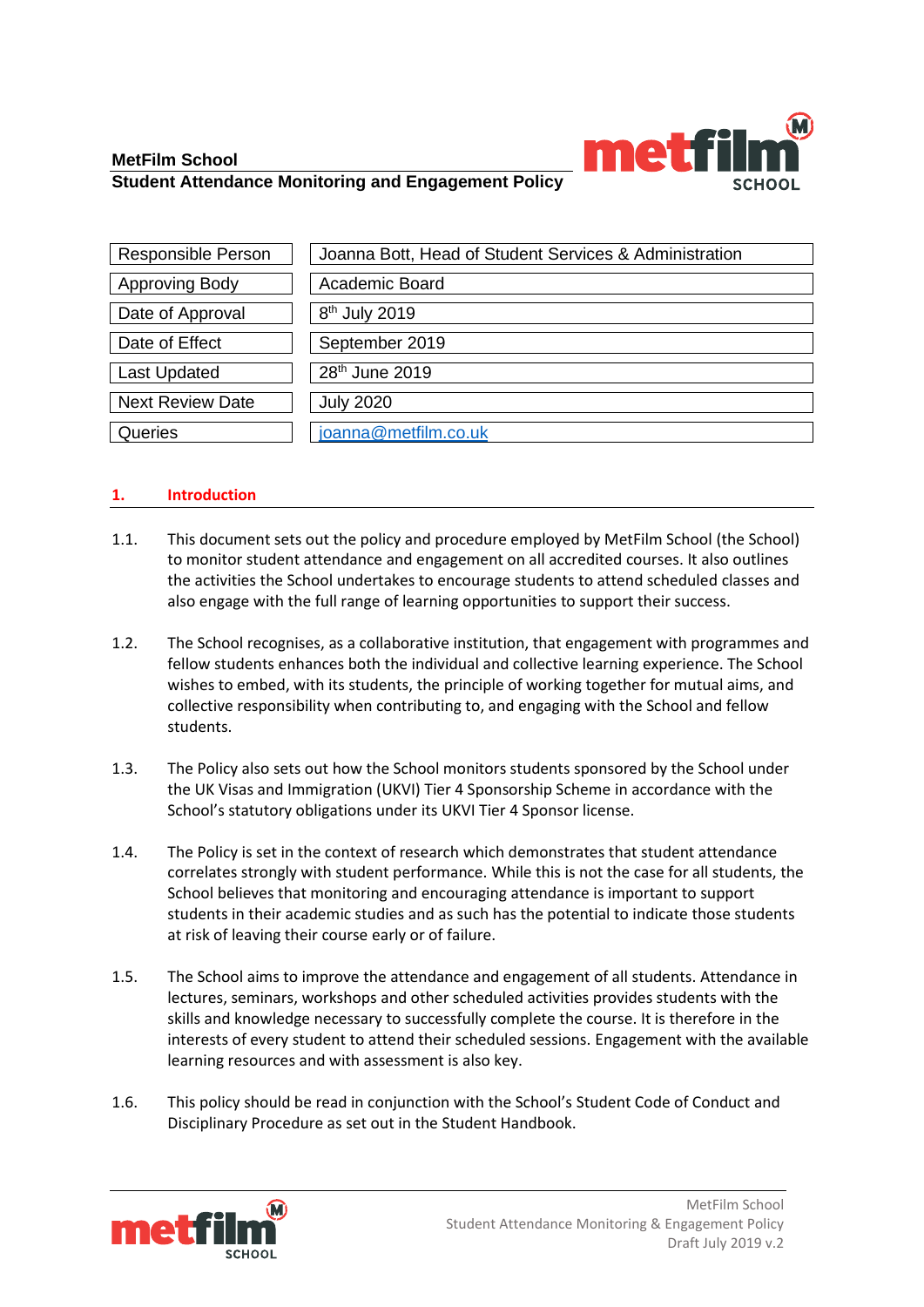**MetFilm School**

**Student Attendance Monitoring and Engagement Policy**

| | |
|---|---|
| Responsible Person | Joanna Bott, Head of Student Services & Administration |
| Approving Body | Academic Board |
| Date of Approval | 8th July 2019 |
| Date of Effect | September 2019 |
| Last Updated | 28th June 2019 |
| Next Review Date | July 2020 |
| Queries | joanna@metfilm.co.uk |

## 1. Introduction

1.1. This document sets out the policy and procedure employed by MetFilm School (the School) to monitor student attendance and engagement on all accredited courses. It also outlines the activities the School undertakes to encourage students to attend scheduled classes and also engage with the full range of learning opportunities to support their success.

1.2. The School recognises, as a collaborative institution, that engagement with programmes and fellow students enhances both the individual and collective learning experience. The School wishes to embed, with its students, the principle of working together for mutual aims, and collective responsibility when contributing to, and engaging with the School and fellow students.

1.3. The Policy also sets out how the School monitors students sponsored by the School under the UK Visas and Immigration (UKVI) Tier 4 Sponsorship Scheme in accordance with the School's statutory obligations under its UKVI Tier 4 Sponsor license.

1.4. The Policy is set in the context of research which demonstrates that student attendance correlates strongly with student performance. While this is not the case for all students, the School believes that monitoring and encouraging attendance is important to support students in their academic studies and as such has the potential to indicate those students at risk of leaving their course early or of failure.

1.5. The School aims to improve the attendance and engagement of all students. Attendance in lectures, seminars, workshops and other scheduled activities provides students with the skills and knowledge necessary to successfully complete the course. It is therefore in the interests of every student to attend their scheduled sessions. Engagement with the available learning resources and with assessment is also key.

1.6. This policy should be read in conjunction with the School's Student Code of Conduct and Disciplinary Procedure as set out in the Student Handbook.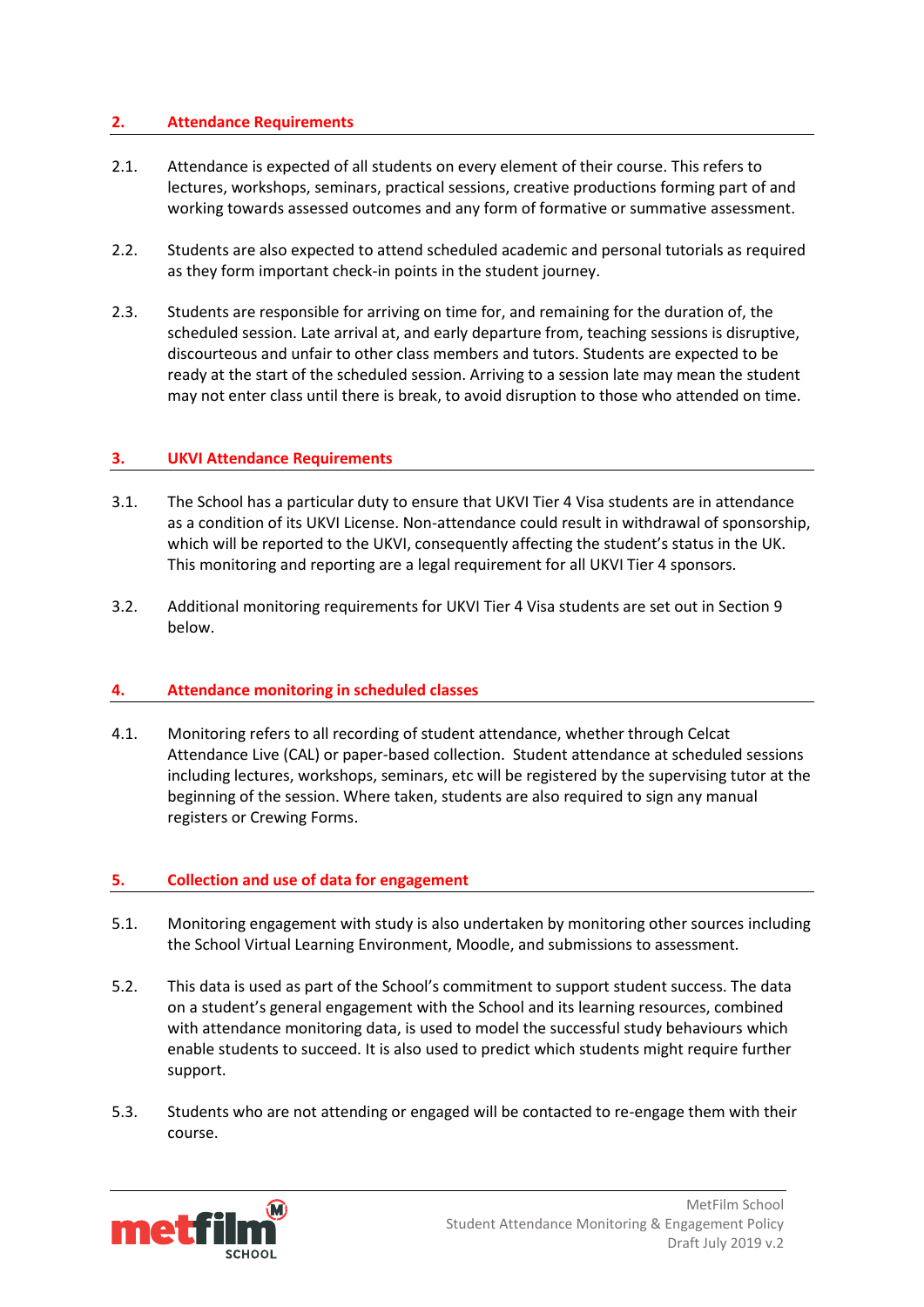## 2. Attendance Requirements

2.1. Attendance is expected of all students on every element of their course. This refers to lectures, workshops, seminars, practical sessions, creative productions forming part of and working towards assessed outcomes and any form of formative or summative assessment.

2.2. Students are also expected to attend scheduled academic and personal tutorials as required as they form important check-in points in the student journey.

2.3. Students are responsible for arriving on time for, and remaining for the duration of, the scheduled session. Late arrival at, and early departure from, teaching sessions is disruptive, discourteous and unfair to other class members and tutors. Students are expected to be ready at the start of the scheduled session. Arriving to a session late may mean the student may not enter class until there is break, to avoid disruption to those who attended on time.

## 3. UKVI Attendance Requirements

3.1. The School has a particular duty to ensure that UKVI Tier 4 Visa students are in attendance as a condition of its UKVI License. Non-attendance could result in withdrawal of sponsorship, which will be reported to the UKVI, consequently affecting the student's status in the UK. This monitoring and reporting are a legal requirement for all UKVI Tier 4 sponsors.

3.2. Additional monitoring requirements for UKVI Tier 4 Visa students are set out in Section 9 below.

## 4. Attendance monitoring in scheduled classes

4.1. Monitoring refers to all recording of student attendance, whether through Celcat Attendance Live (CAL) or paper-based collection. Student attendance at scheduled sessions including lectures, workshops, seminars, etc will be registered by the supervising tutor at the beginning of the session. Where taken, students are also required to sign any manual registers or Crewing Forms.

## 5. Collection and use of data for engagement

5.1. Monitoring engagement with study is also undertaken by monitoring other sources including the School Virtual Learning Environment, Moodle, and submissions to assessment.

5.2. This data is used as part of the School's commitment to support student success. The data on a student's general engagement with the School and its learning resources, combined with attendance monitoring data, is used to model the successful study behaviours which enable students to succeed. It is also used to predict which students might require further support.

5.3. Students who are not attending or engaged will be contacted to re-engage them with their course.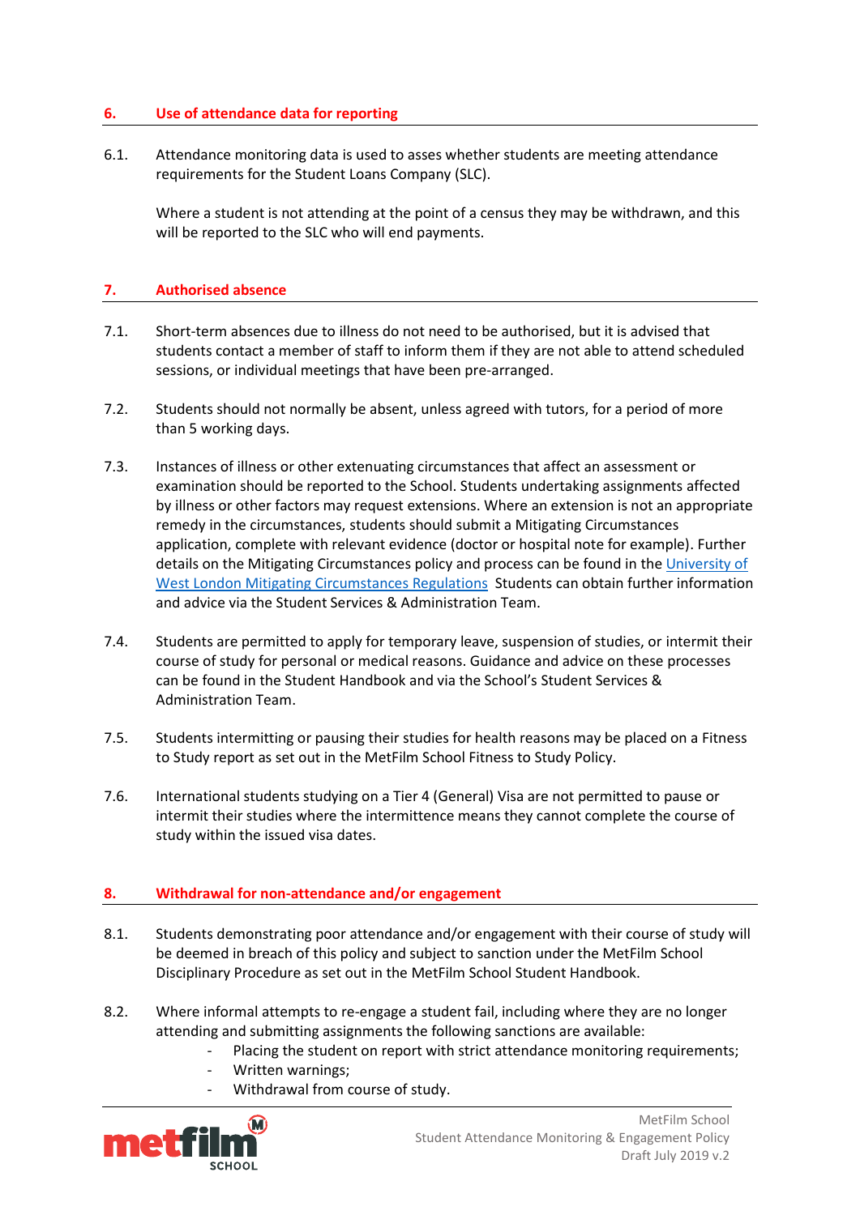## 6. Use of attendance data for reporting

6.1. Attendance monitoring data is used to asses whether students are meeting attendance requirements for the Student Loans Company (SLC).

Where a student is not attending at the point of a census they may be withdrawn, and this will be reported to the SLC who will end payments.

## 7. Authorised absence

7.1. Short-term absences due to illness do not need to be authorised, but it is advised that students contact a member of staff to inform them if they are not able to attend scheduled sessions, or individual meetings that have been pre-arranged.

7.2. Students should not normally be absent, unless agreed with tutors, for a period of more than 5 working days.

7.3. Instances of illness or other extenuating circumstances that affect an assessment or examination should be reported to the School. Students undertaking assignments affected by illness or other factors may request extensions. Where an extension is not an appropriate remedy in the circumstances, students should submit a Mitigating Circumstances application, complete with relevant evidence (doctor or hospital note for example). Further details on the Mitigating Circumstances policy and process can be found in the University of West London Mitigating Circumstances Regulations Students can obtain further information and advice via the Student Services & Administration Team.

7.4. Students are permitted to apply for temporary leave, suspension of studies, or intermit their course of study for personal or medical reasons. Guidance and advice on these processes can be found in the Student Handbook and via the School's Student Services & Administration Team.

7.5. Students intermitting or pausing their studies for health reasons may be placed on a Fitness to Study report as set out in the MetFilm School Fitness to Study Policy.

7.6. International students studying on a Tier 4 (General) Visa are not permitted to pause or intermit their studies where the intermittence means they cannot complete the course of study within the issued visa dates.

## 8. Withdrawal for non-attendance and/or engagement

8.1. Students demonstrating poor attendance and/or engagement with their course of study will be deemed in breach of this policy and subject to sanction under the MetFilm School Disciplinary Procedure as set out in the MetFilm School Student Handbook.

8.2. Where informal attempts to re-engage a student fail, including where they are no longer attending and submitting assignments the following sanctions are available:

- Placing the student on report with strict attendance monitoring requirements;
- Written warnings;
- Withdrawal from course of study.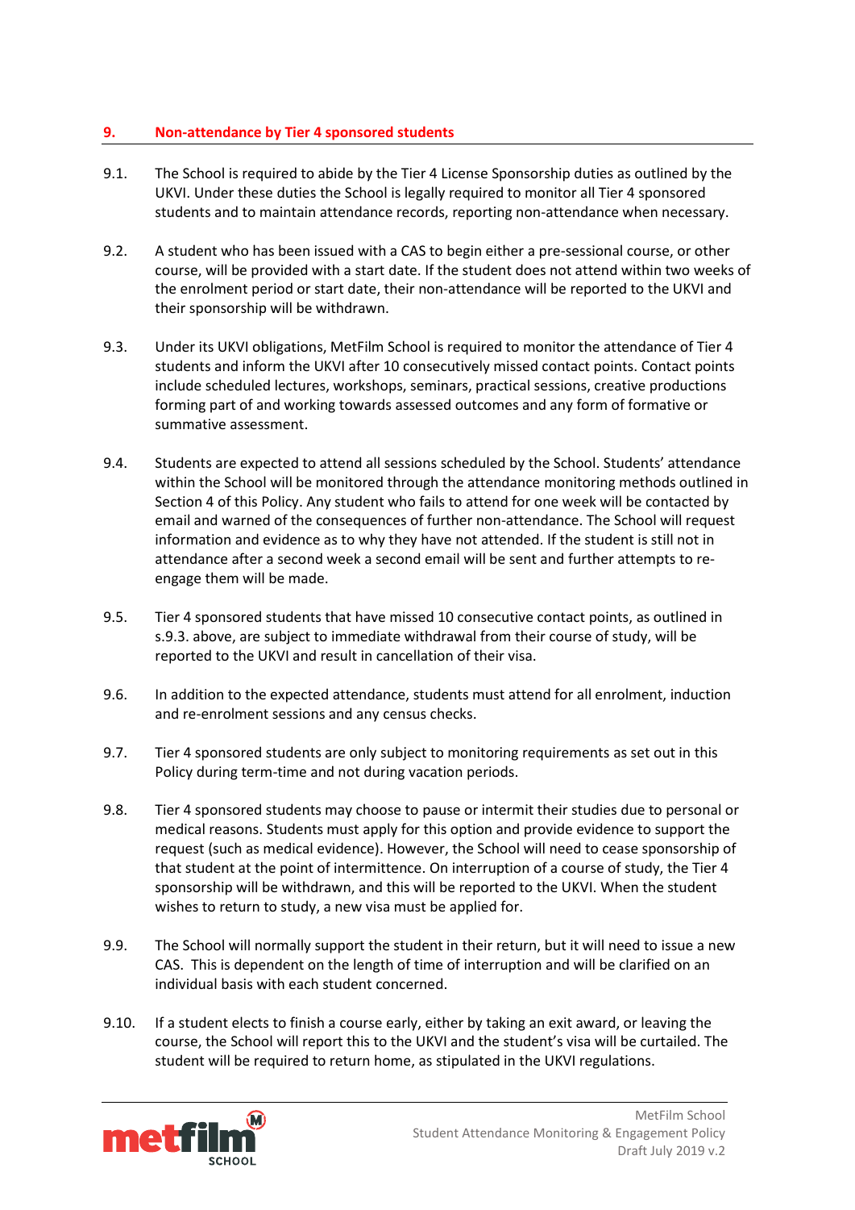## 9. Non-attendance by Tier 4 sponsored students

9.1. The School is required to abide by the Tier 4 License Sponsorship duties as outlined by the UKVI. Under these duties the School is legally required to monitor all Tier 4 sponsored students and to maintain attendance records, reporting non-attendance when necessary.

9.2. A student who has been issued with a CAS to begin either a pre-sessional course, or other course, will be provided with a start date. If the student does not attend within two weeks of the enrolment period or start date, their non-attendance will be reported to the UKVI and their sponsorship will be withdrawn.

9.3. Under its UKVI obligations, MetFilm School is required to monitor the attendance of Tier 4 students and inform the UKVI after 10 consecutively missed contact points. Contact points include scheduled lectures, workshops, seminars, practical sessions, creative productions forming part of and working towards assessed outcomes and any form of formative or summative assessment.

9.4. Students are expected to attend all sessions scheduled by the School. Students' attendance within the School will be monitored through the attendance monitoring methods outlined in Section 4 of this Policy. Any student who fails to attend for one week will be contacted by email and warned of the consequences of further non-attendance. The School will request information and evidence as to why they have not attended. If the student is still not in attendance after a second week a second email will be sent and further attempts to re-engage them will be made.

9.5. Tier 4 sponsored students that have missed 10 consecutive contact points, as outlined in s.9.3. above, are subject to immediate withdrawal from their course of study, will be reported to the UKVI and result in cancellation of their visa.

9.6. In addition to the expected attendance, students must attend for all enrolment, induction and re-enrolment sessions and any census checks.

9.7. Tier 4 sponsored students are only subject to monitoring requirements as set out in this Policy during term-time and not during vacation periods.

9.8. Tier 4 sponsored students may choose to pause or intermit their studies due to personal or medical reasons. Students must apply for this option and provide evidence to support the request (such as medical evidence). However, the School will need to cease sponsorship of that student at the point of intermittence. On interruption of a course of study, the Tier 4 sponsorship will be withdrawn, and this will be reported to the UKVI. When the student wishes to return to study, a new visa must be applied for.

9.9. The School will normally support the student in their return, but it will need to issue a new CAS. This is dependent on the length of time of interruption and will be clarified on an individual basis with each student concerned.

9.10. If a student elects to finish a course early, either by taking an exit award, or leaving the course, the School will report this to the UKVI and the student's visa will be curtailed. The student will be required to return home, as stipulated in the UKVI regulations.